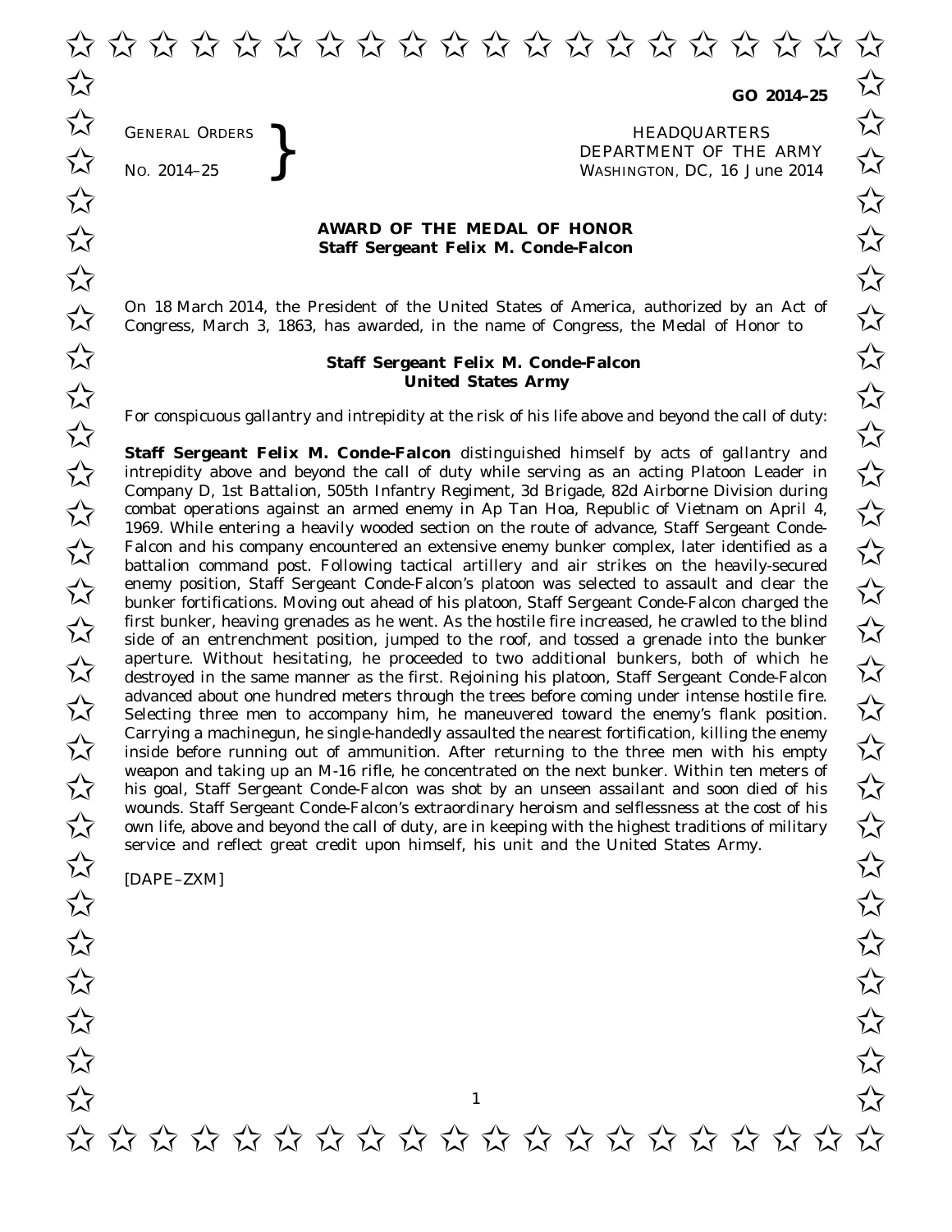GO 2014–25

GENERAL ORDERS
NO. 2014–25

HEADQUARTERS
DEPARTMENT OF THE ARMY
WASHINGTON, DC, 16 June 2014

## AWARD OF THE MEDAL OF HONOR
## Staff Sergeant Felix M. Conde-Falcon

On 18 March 2014, the President of the United States of America, authorized by an Act of Congress, March 3, 1863, has awarded, in the name of Congress, the Medal of Honor to

**Staff Sergeant Felix M. Conde-Falcon**
**United States Army**

For conspicuous gallantry and intrepidity at the risk of his life above and beyond the call of duty:

**Staff Sergeant Felix M. Conde-Falcon** distinguished himself by acts of gallantry and intrepidity above and beyond the call of duty while serving as an acting Platoon Leader in Company D, 1st Battalion, 505th Infantry Regiment, 3d Brigade, 82d Airborne Division during combat operations against an armed enemy in Ap Tan Hoa, Republic of Vietnam on April 4, 1969. While entering a heavily wooded section on the route of advance, Staff Sergeant Conde-Falcon and his company encountered an extensive enemy bunker complex, later identified as a battalion command post. Following tactical artillery and air strikes on the heavily-secured enemy position, Staff Sergeant Conde-Falcon's platoon was selected to assault and clear the bunker fortifications. Moving out ahead of his platoon, Staff Sergeant Conde-Falcon charged the first bunker, heaving grenades as he went. As the hostile fire increased, he crawled to the blind side of an entrenchment position, jumped to the roof, and tossed a grenade into the bunker aperture. Without hesitating, he proceeded to two additional bunkers, both of which he destroyed in the same manner as the first. Rejoining his platoon, Staff Sergeant Conde-Falcon advanced about one hundred meters through the trees before coming under intense hostile fire. Selecting three men to accompany him, he maneuvered toward the enemy's flank position. Carrying a machinegun, he single-handedly assaulted the nearest fortification, killing the enemy inside before running out of ammunition. After returning to the three men with his empty weapon and taking up an M-16 rifle, he concentrated on the next bunker. Within ten meters of his goal, Staff Sergeant Conde-Falcon was shot by an unseen assailant and soon died of his wounds. Staff Sergeant Conde-Falcon's extraordinary heroism and selflessness at the cost of his own life, above and beyond the call of duty, are in keeping with the highest traditions of military service and reflect great credit upon himself, his unit and the United States Army.

[DAPE–ZXM]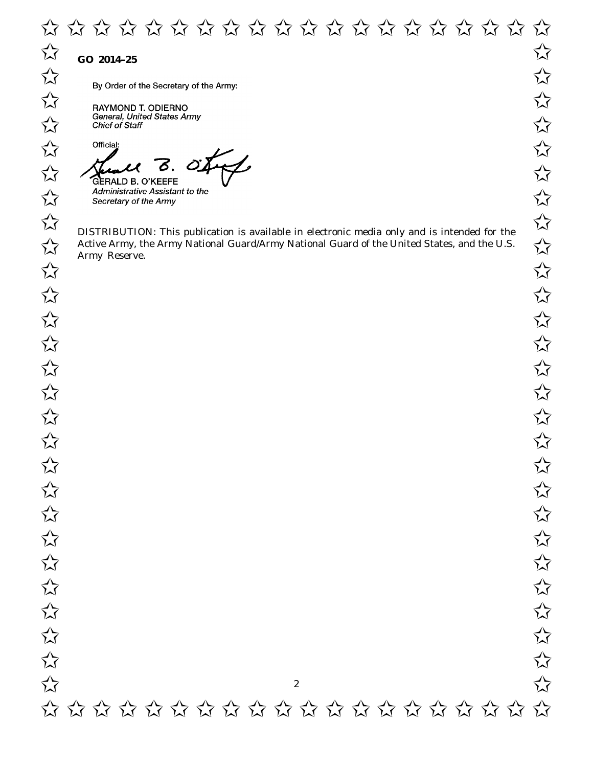**GO 2014–25**

By Order of the Secretary of the Army:

RAYMOND T. ODIERNO
*General, United States Army*
*Chief of Staff*

Official:

GERALD B. O'KEEFE
*Administrative Assistant to the*
*Secretary of the Army*

DISTRIBUTION: This publication is available in electronic media only and is intended for the Active Army, the Army National Guard/Army National Guard of the United States, and the U.S. Army Reserve.